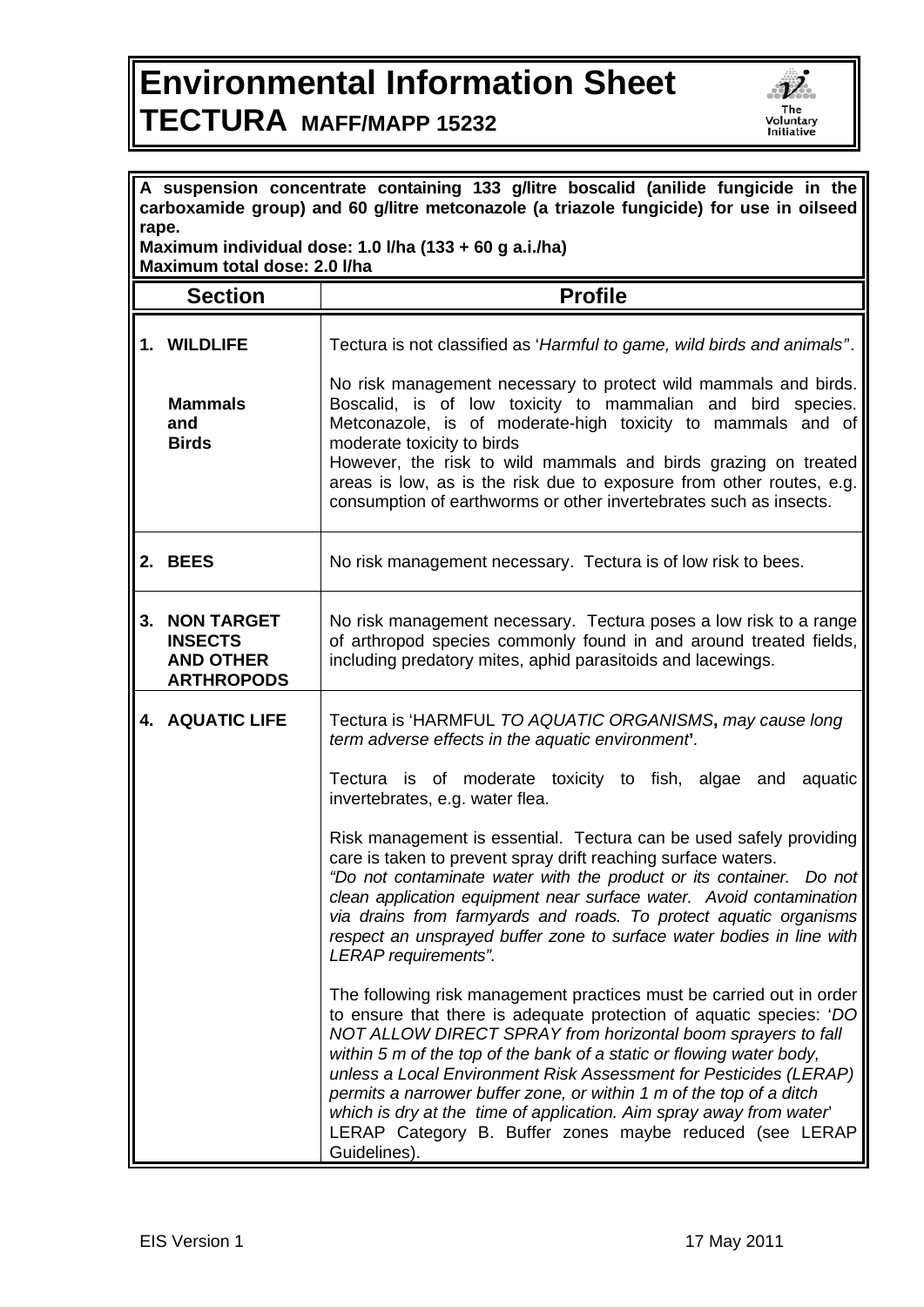# Environmental Information Sheet

## TECTURA MAFF/MAPP 15232

**A suspension concentrate containing 133 g/litre boscalid (anilide fungicide in the carboxamide group) and 60 g/litre metconazole (a triazole fungicide) for use in oilseed rape.**
**Maximum individual dose: 1.0 l/ha (133 + 60 g a.i./ha)**
**Maximum total dose: 2.0 l/ha**

| Section | Profile |
|---|---|
| **1. WILDLIFE**<br><br>**Mammals and Birds** | Tectura is not classified as '*Harmful to game, wild birds and animals"*.<br><br>No risk management necessary to protect wild mammals and birds. Boscalid, is of low toxicity to mammalian and bird species. Metconazole, is of moderate-high toxicity to mammals and of moderate toxicity to birds<br>However, the risk to wild mammals and birds grazing on treated areas is low, as is the risk due to exposure from other routes, e.g. consumption of earthworms or other invertebrates such as insects. |
| **2. BEES** | No risk management necessary. Tectura is of low risk to bees. |
| **3. NON TARGET INSECTS AND OTHER ARTHROPODS** | No risk management necessary. Tectura poses a low risk to a range of arthropod species commonly found in and around treated fields, including predatory mites, aphid parasitoids and lacewings. |
| **4. AQUATIC LIFE** | Tectura is 'HARMFUL *TO AQUATIC ORGANISMS***,** *may cause long term adverse effects in the aquatic environment***'***.*<br><br>Tectura is of moderate toxicity to fish, algae and aquatic invertebrates, e.g. water flea.<br><br>Risk management is essential. Tectura can be used safely providing care is taken to prevent spray drift reaching surface waters.<br>*"Do not contaminate water with the product or its container. Do not clean application equipment near surface water. Avoid contamination via drains from farmyards and roads. To protect aquatic organisms respect an unsprayed buffer zone to surface water bodies in line with LERAP requirements".*<br><br>The following risk management practices must be carried out in order to ensure that there is adequate protection of aquatic species: '*DO NOT ALLOW DIRECT SPRAY from horizontal boom sprayers to fall within 5 m of the top of the bank of a static or flowing water body, unless a Local Environment Risk Assessment for Pesticides (LERAP) permits a narrower buffer zone, or within 1 m of the top of a ditch which is dry at the time of application. Aim spray away from water*'<br>LERAP Category B. Buffer zones maybe reduced (see LERAP Guidelines). |

EIS Version 1 17 May 2011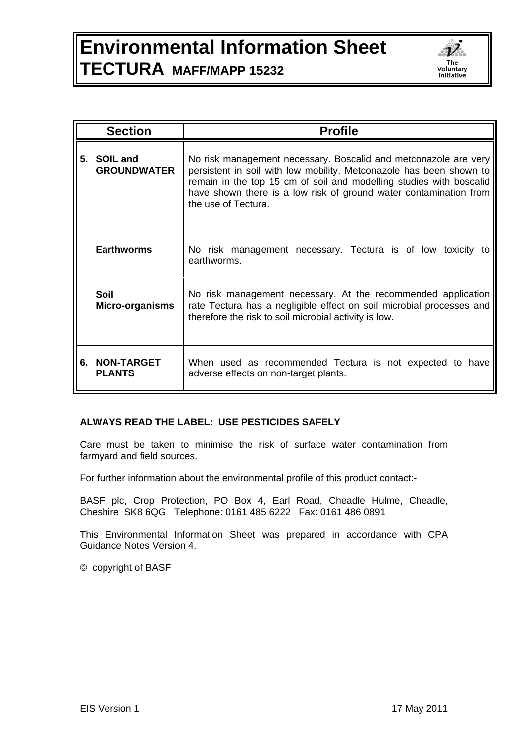# Environmental Information Sheet
## TECTURA MAFF/MAPP 15232

| Section | Profile |
|---|---|
| **5. SOIL and GROUNDWATER** | No risk management necessary. Boscalid and metconazole are very persistent in soil with low mobility. Metconazole has been shown to remain in the top 15 cm of soil and modelling studies with boscalid have shown there is a low risk of ground water contamination from the use of Tectura. |
| **Earthworms** | No risk management necessary. Tectura is of low toxicity to earthworms. |
| **Soil Micro-organisms** | No risk management necessary. At the recommended application rate Tectura has a negligible effect on soil microbial processes and therefore the risk to soil microbial activity is low. |
| **6. NON-TARGET PLANTS** | When used as recommended Tectura is not expected to have adverse effects on non-target plants. |

**ALWAYS READ THE LABEL: USE PESTICIDES SAFELY**

Care must be taken to minimise the risk of surface water contamination from farmyard and field sources.

For further information about the environmental profile of this product contact:-

BASF plc, Crop Protection, PO Box 4, Earl Road, Cheadle Hulme, Cheadle, Cheshire SK8 6QG Telephone: 0161 485 6222 Fax: 0161 486 0891

This Environmental Information Sheet was prepared in accordance with CPA Guidance Notes Version 4.

© copyright of BASF

EIS Version 1 17 May 2011